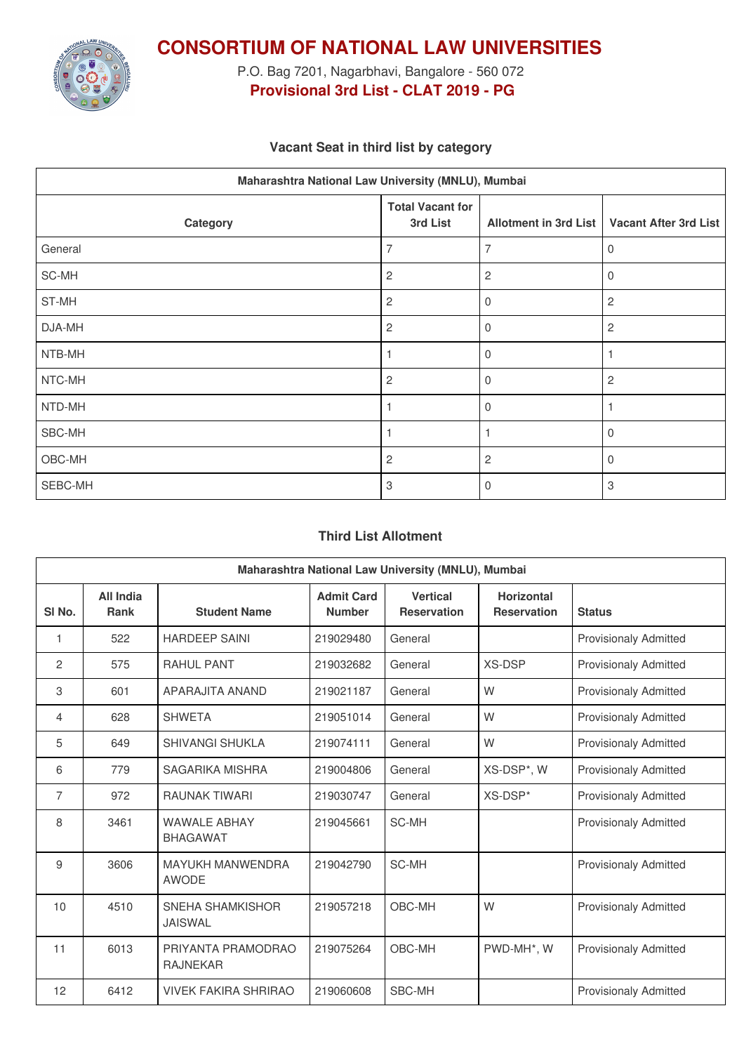# CONSORTIUM OF NATIONAL LAW UNIVERSITIES

P.O. Bag 7201, Nagarbhavi, Bangalore - 560 072

**Provisional 3rd List - CLAT 2019 - PG**

### Vacant Seat in third list by category

| Maharashtra National Law University (MNLU), Mumbai | | | |
|---|---|---|---|
| **Category** | **Total Vacant for 3rd List** | **Allotment in 3rd List** | **Vacant After 3rd List** |
| General | 7 | 7 | 0 |
| SC-MH | 2 | 2 | 0 |
| ST-MH | 2 | 0 | 2 |
| DJA-MH | 2 | 0 | 2 |
| NTB-MH | 1 | 0 | 1 |
| NTC-MH | 2 | 0 | 2 |
| NTD-MH | 1 | 0 | 1 |
| SBC-MH | 1 | 1 | 0 |
| OBC-MH | 2 | 2 | 0 |
| SEBC-MH | 3 | 0 | 3 |

### Third List Allotment

| Maharashtra National Law University (MNLU), Mumbai | | | | | | |
|---|---|---|---|---|---|---|
| **Sl No.** | **All India Rank** | **Student Name** | **Admit Card Number** | **Vertical Reservation** | **Horizontal Reservation** | **Status** |
| 1 | 522 | HARDEEP SAINI | 219029480 | General | | Provisionaly Admitted |
| 2 | 575 | RAHUL PANT | 219032682 | General | XS-DSP | Provisionaly Admitted |
| 3 | 601 | APARAJITA ANAND | 219021187 | General | W | Provisionaly Admitted |
| 4 | 628 | SHWETA | 219051014 | General | W | Provisionaly Admitted |
| 5 | 649 | SHIVANGI SHUKLA | 219074111 | General | W | Provisionaly Admitted |
| 6 | 779 | SAGARIKA MISHRA | 219004806 | General | XS-DSP*, W | Provisionaly Admitted |
| 7 | 972 | RAUNAK TIWARI | 219030747 | General | XS-DSP* | Provisionaly Admitted |
| 8 | 3461 | WAWALE ABHAY BHAGAWAT | 219045661 | SC-MH | | Provisionaly Admitted |
| 9 | 3606 | MAYUKH MANWENDRA AWODE | 219042790 | SC-MH | | Provisionaly Admitted |
| 10 | 4510 | SNEHA SHAMKISHOR JAISWAL | 219057218 | OBC-MH | W | Provisionaly Admitted |
| 11 | 6013 | PRIYANTA PRAMODRAO RAJNEKAR | 219075264 | OBC-MH | PWD-MH*, W | Provisionaly Admitted |
| 12 | 6412 | VIVEK FAKIRA SHRIRAO | 219060608 | SBC-MH | | Provisionaly Admitted |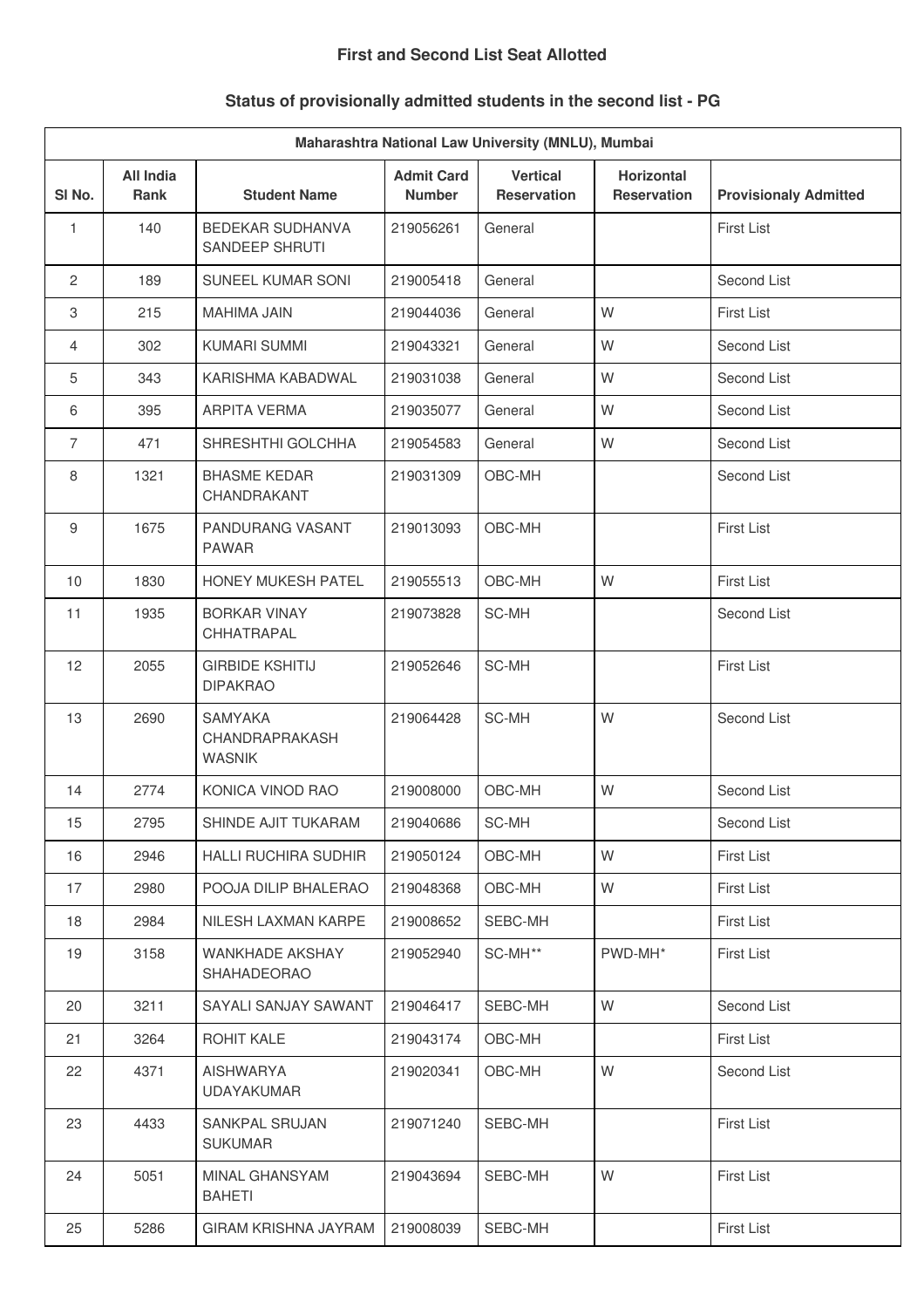## First and Second List Seat Allotted

## Status of provisionally admitted students in the second list - PG

| Maharashtra National Law University (MNLU), Mumbai | | | | | | |
|---|---|---|---|---|---|---|
| **Sl No.** | **All India Rank** | **Student Name** | **Admit Card Number** | **Vertical Reservation** | **Horizontal Reservation** | **Provisionaly Admitted** |
| 1 | 140 | BEDEKAR SUDHANVA SANDEEP SHRUTI | 219056261 | General | | First List |
| 2 | 189 | SUNEEL KUMAR SONI | 219005418 | General | | Second List |
| 3 | 215 | MAHIMA JAIN | 219044036 | General | W | First List |
| 4 | 302 | KUMARI SUMMI | 219043321 | General | W | Second List |
| 5 | 343 | KARISHMA KABADWAL | 219031038 | General | W | Second List |
| 6 | 395 | ARPITA VERMA | 219035077 | General | W | Second List |
| 7 | 471 | SHRESHTHI GOLCHHA | 219054583 | General | W | Second List |
| 8 | 1321 | BHASME KEDAR CHANDRAKANT | 219031309 | OBC-MH | | Second List |
| 9 | 1675 | PANDURANG VASANT PAWAR | 219013093 | OBC-MH | | First List |
| 10 | 1830 | HONEY MUKESH PATEL | 219055513 | OBC-MH | W | First List |
| 11 | 1935 | BORKAR VINAY CHHATRAPAL | 219073828 | SC-MH | | Second List |
| 12 | 2055 | GIRBIDE KSHITIJ DIPAKRAO | 219052646 | SC-MH | | First List |
| 13 | 2690 | SAMYAKA CHANDRAPRAKASH WASNIK | 219064428 | SC-MH | W | Second List |
| 14 | 2774 | KONICA VINOD RAO | 219008000 | OBC-MH | W | Second List |
| 15 | 2795 | SHINDE AJIT TUKARAM | 219040686 | SC-MH | | Second List |
| 16 | 2946 | HALLI RUCHIRA SUDHIR | 219050124 | OBC-MH | W | First List |
| 17 | 2980 | POOJA DILIP BHALERAO | 219048368 | OBC-MH | W | First List |
| 18 | 2984 | NILESH LAXMAN KARPE | 219008652 | SEBC-MH | | First List |
| 19 | 3158 | WANKHADE AKSHAY SHAHADEORAO | 219052940 | SC-MH** | PWD-MH* | First List |
| 20 | 3211 | SAYALI SANJAY SAWANT | 219046417 | SEBC-MH | W | Second List |
| 21 | 3264 | ROHIT KALE | 219043174 | OBC-MH | | First List |
| 22 | 4371 | AISHWARYA UDAYAKUMAR | 219020341 | OBC-MH | W | Second List |
| 23 | 4433 | SANKPAL SRUJAN SUKUMAR | 219071240 | SEBC-MH | | First List |
| 24 | 5051 | MINAL GHANSYAM BAHETI | 219043694 | SEBC-MH | W | First List |
| 25 | 5286 | GIRAM KRISHNA JAYRAM | 219008039 | SEBC-MH | | First List |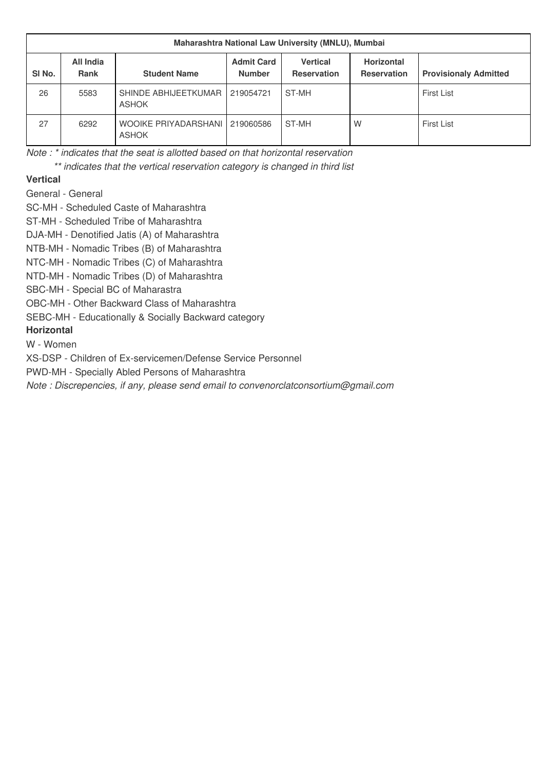| Maharashtra National Law University (MNLU), Mumbai | | | | | | |
|---|---|---|---|---|---|---|
| Sl No. | All India Rank | Student Name | Admit Card Number | Vertical Reservation | Horizontal Reservation | Provisionaly Admitted |
| 26 | 5583 | SHINDE ABHIJEETKUMAR ASHOK | 219054721 | ST-MH | | First List |
| 27 | 6292 | WOOIKE PRIYADARSHANI ASHOK | 219060586 | ST-MH | W | First List |

*Note : * indicates that the seat is allotted based on that horizontal reservation*

*** indicates that the vertical reservation category is changed in third list*

**Vertical**

General - General

SC-MH - Scheduled Caste of Maharashtra

ST-MH - Scheduled Tribe of Maharashtra

DJA-MH - Denotified Jatis (A) of Maharashtra

NTB-MH - Nomadic Tribes (B) of Maharashtra

NTC-MH - Nomadic Tribes (C) of Maharashtra

NTD-MH - Nomadic Tribes (D) of Maharashtra

SBC-MH - Special BC of Maharastra

OBC-MH - Other Backward Class of Maharashtra

SEBC-MH - Educationally & Socially Backward category

**Horizontal**

W - Women

XS-DSP - Children of Ex-servicemen/Defense Service Personnel

PWD-MH - Specially Abled Persons of Maharashtra

*Note : Discrepencies, if any, please send email to convenorclatconsortium@gmail.com*